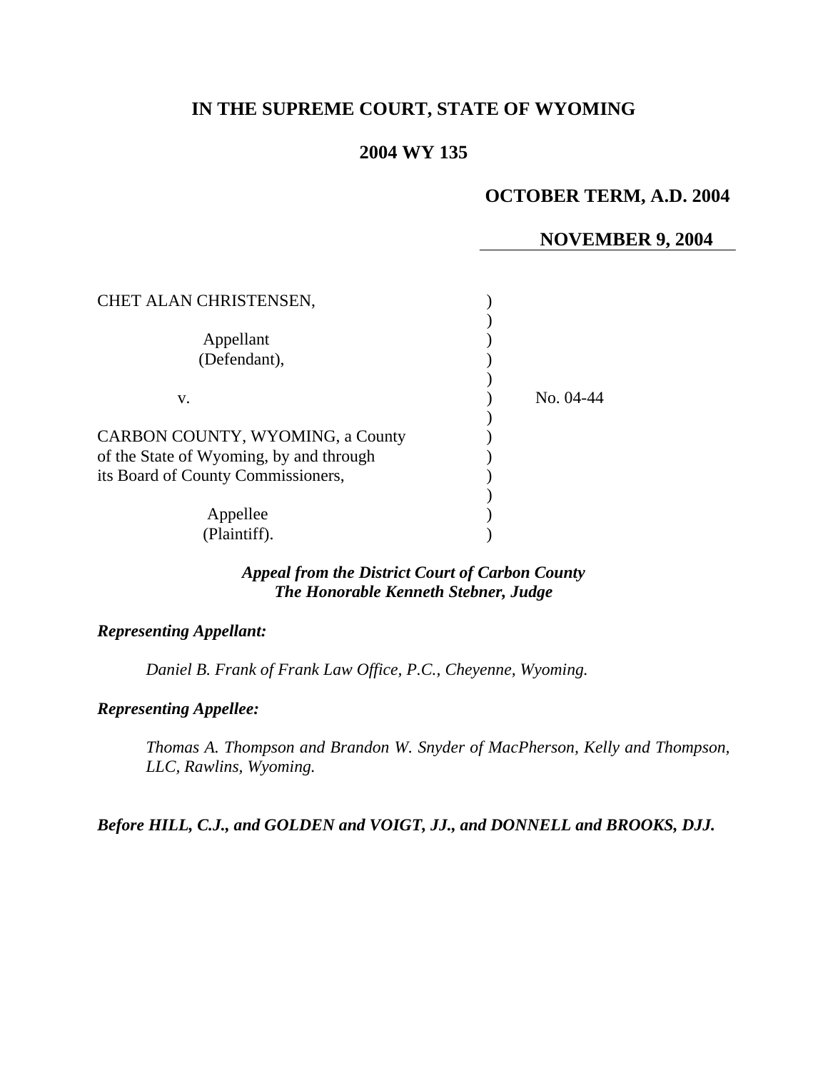# IN THE SUPREME COURT, STATE OF WYOMING

## 2004 WY 135

**OCTOBER TERM, A.D. 2004**

**NOVEMBER 9, 2004**

| | | |
|---|---|---|
| CHET ALAN CHRISTENSEN, | ) | |
| | ) | |
| Appellant | ) | |
| (Defendant), | ) | |
| | ) | |
| v. | ) | No. 04-44 |
| | ) | |
| CARBON COUNTY, WYOMING, a County of the State of Wyoming, by and through its Board of County Commissioners, | ) | |
| | ) | |
| Appellee | ) | |
| (Plaintiff). | ) | |

***Appeal from the District Court of Carbon County***
***The Honorable Kenneth Stebner, Judge***

***Representing Appellant:***

*Daniel B. Frank of Frank Law Office, P.C., Cheyenne, Wyoming.*

***Representing Appellee:***

*Thomas A. Thompson and Brandon W. Snyder of MacPherson, Kelly and Thompson, LLC, Rawlins, Wyoming.*

***Before HILL, C.J., and GOLDEN and VOIGT, JJ., and DONNELL and BROOKS, DJJ.***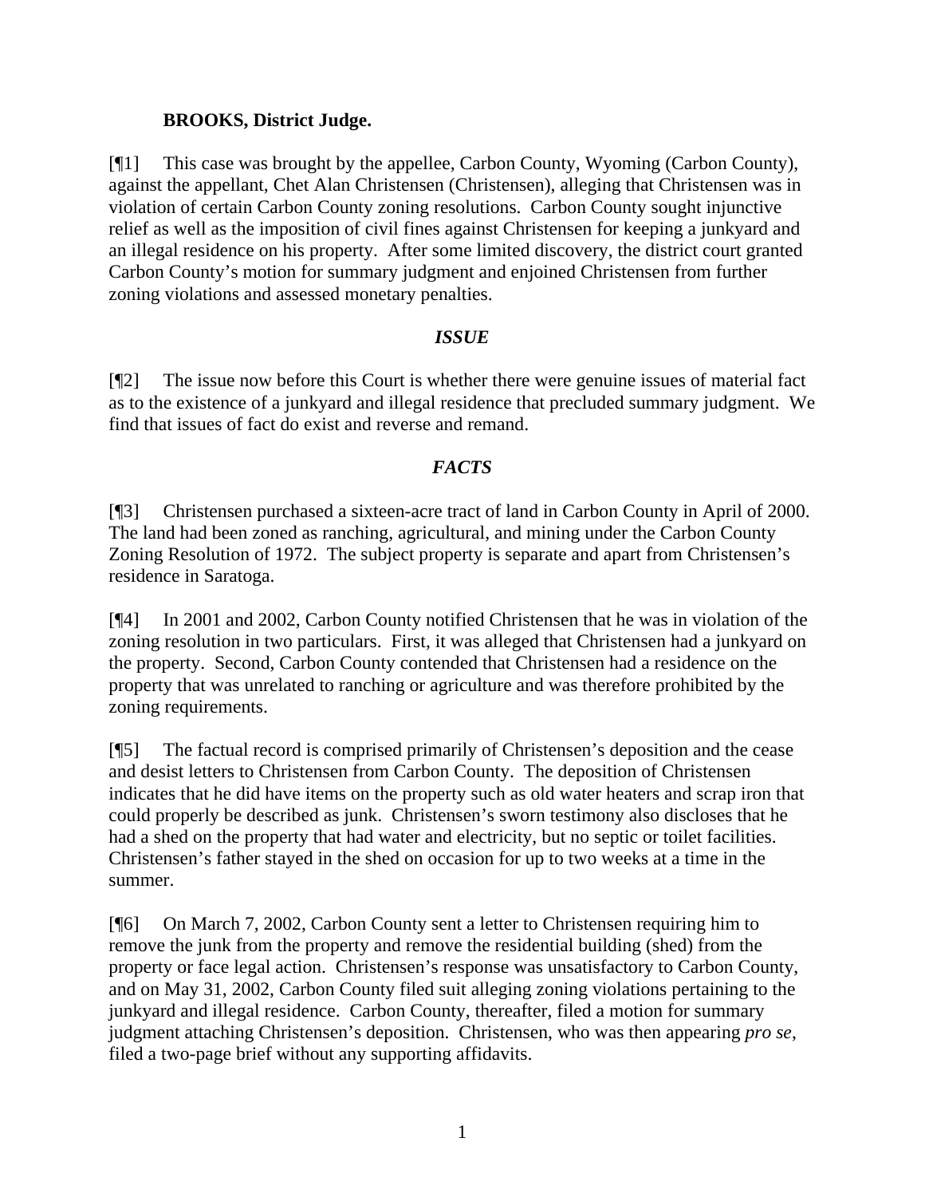**BROOKS, District Judge.**

[¶1] This case was brought by the appellee, Carbon County, Wyoming (Carbon County), against the appellant, Chet Alan Christensen (Christensen), alleging that Christensen was in violation of certain Carbon County zoning resolutions. Carbon County sought injunctive relief as well as the imposition of civil fines against Christensen for keeping a junkyard and an illegal residence on his property. After some limited discovery, the district court granted Carbon County's motion for summary judgment and enjoined Christensen from further zoning violations and assessed monetary penalties.

## *ISSUE*

[¶2] The issue now before this Court is whether there were genuine issues of material fact as to the existence of a junkyard and illegal residence that precluded summary judgment. We find that issues of fact do exist and reverse and remand.

## *FACTS*

[¶3] Christensen purchased a sixteen-acre tract of land in Carbon County in April of 2000. The land had been zoned as ranching, agricultural, and mining under the Carbon County Zoning Resolution of 1972. The subject property is separate and apart from Christensen's residence in Saratoga.

[¶4] In 2001 and 2002, Carbon County notified Christensen that he was in violation of the zoning resolution in two particulars. First, it was alleged that Christensen had a junkyard on the property. Second, Carbon County contended that Christensen had a residence on the property that was unrelated to ranching or agriculture and was therefore prohibited by the zoning requirements.

[¶5] The factual record is comprised primarily of Christensen's deposition and the cease and desist letters to Christensen from Carbon County. The deposition of Christensen indicates that he did have items on the property such as old water heaters and scrap iron that could properly be described as junk. Christensen's sworn testimony also discloses that he had a shed on the property that had water and electricity, but no septic or toilet facilities. Christensen's father stayed in the shed on occasion for up to two weeks at a time in the summer.

[¶6] On March 7, 2002, Carbon County sent a letter to Christensen requiring him to remove the junk from the property and remove the residential building (shed) from the property or face legal action. Christensen's response was unsatisfactory to Carbon County, and on May 31, 2002, Carbon County filed suit alleging zoning violations pertaining to the junkyard and illegal residence. Carbon County, thereafter, filed a motion for summary judgment attaching Christensen's deposition. Christensen, who was then appearing *pro se*, filed a two-page brief without any supporting affidavits.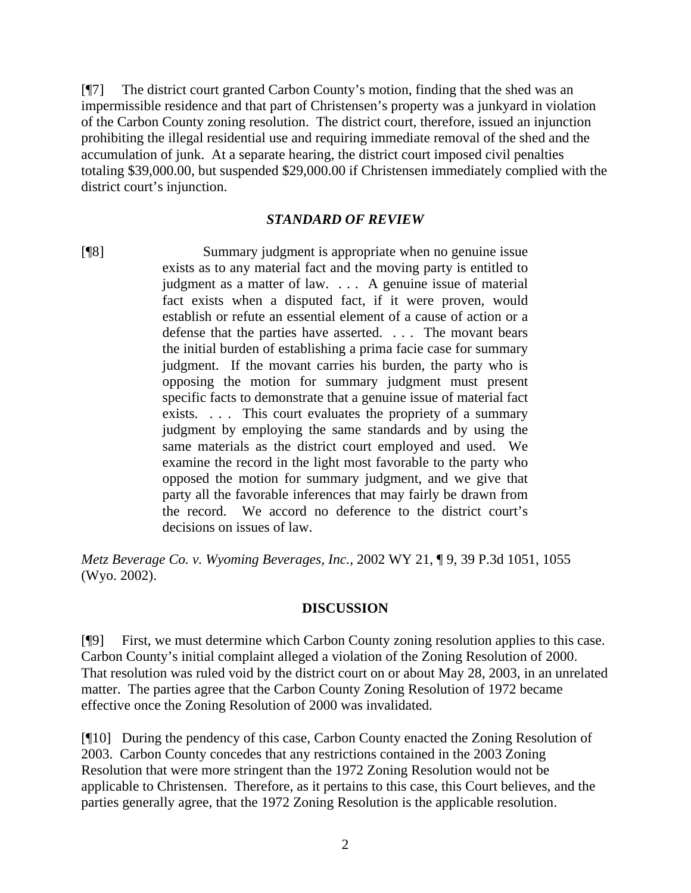[¶7] The district court granted Carbon County's motion, finding that the shed was an impermissible residence and that part of Christensen's property was a junkyard in violation of the Carbon County zoning resolution. The district court, therefore, issued an injunction prohibiting the illegal residential use and requiring immediate removal of the shed and the accumulation of junk. At a separate hearing, the district court imposed civil penalties totaling $39,000.00, but suspended $29,000.00 if Christensen immediately complied with the district court's injunction.

### *STANDARD OF REVIEW*

[¶8]

> Summary judgment is appropriate when no genuine issue exists as to any material fact and the moving party is entitled to judgment as a matter of law. . . . A genuine issue of material fact exists when a disputed fact, if it were proven, would establish or refute an essential element of a cause of action or a defense that the parties have asserted. . . . The movant bears the initial burden of establishing a prima facie case for summary judgment. If the movant carries his burden, the party who is opposing the motion for summary judgment must present specific facts to demonstrate that a genuine issue of material fact exists. . . . This court evaluates the propriety of a summary judgment by employing the same standards and by using the same materials as the district court employed and used. We examine the record in the light most favorable to the party who opposed the motion for summary judgment, and we give that party all the favorable inferences that may fairly be drawn from the record. We accord no deference to the district court's decisions on issues of law.

*Metz Beverage Co. v. Wyoming Beverages, Inc.*, 2002 WY 21, ¶ 9, 39 P.3d 1051, 1055 (Wyo. 2002).

### **DISCUSSION**

[¶9] First, we must determine which Carbon County zoning resolution applies to this case. Carbon County's initial complaint alleged a violation of the Zoning Resolution of 2000. That resolution was ruled void by the district court on or about May 28, 2003, in an unrelated matter. The parties agree that the Carbon County Zoning Resolution of 1972 became effective once the Zoning Resolution of 2000 was invalidated.

[¶10] During the pendency of this case, Carbon County enacted the Zoning Resolution of 2003. Carbon County concedes that any restrictions contained in the 2003 Zoning Resolution that were more stringent than the 1972 Zoning Resolution would not be applicable to Christensen. Therefore, as it pertains to this case, this Court believes, and the parties generally agree, that the 1972 Zoning Resolution is the applicable resolution.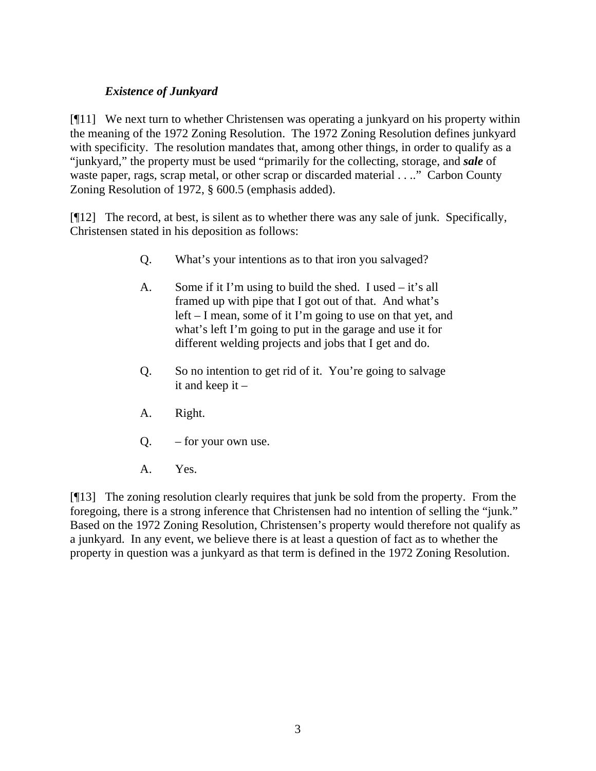***Existence of Junkyard***

[¶11] We next turn to whether Christensen was operating a junkyard on his property within the meaning of the 1972 Zoning Resolution. The 1972 Zoning Resolution defines junkyard with specificity. The resolution mandates that, among other things, in order to qualify as a "junkyard," the property must be used "primarily for the collecting, storage, and ***sale*** of waste paper, rags, scrap metal, or other scrap or discarded material . . .." Carbon County Zoning Resolution of 1972, § 600.5 (emphasis added).

[¶12] The record, at best, is silent as to whether there was any sale of junk. Specifically, Christensen stated in his deposition as follows:

> Q. What's your intentions as to that iron you salvaged?
>
> A. Some if it I'm using to build the shed. I used – it's all framed up with pipe that I got out of that. And what's left – I mean, some of it I'm going to use on that yet, and what's left I'm going to put in the garage and use it for different welding projects and jobs that I get and do.
>
> Q. So no intention to get rid of it. You're going to salvage it and keep it –
>
> A. Right.
>
> Q. – for your own use.
>
> A. Yes.

[¶13] The zoning resolution clearly requires that junk be sold from the property. From the foregoing, there is a strong inference that Christensen had no intention of selling the "junk." Based on the 1972 Zoning Resolution, Christensen's property would therefore not qualify as a junkyard. In any event, we believe there is at least a question of fact as to whether the property in question was a junkyard as that term is defined in the 1972 Zoning Resolution.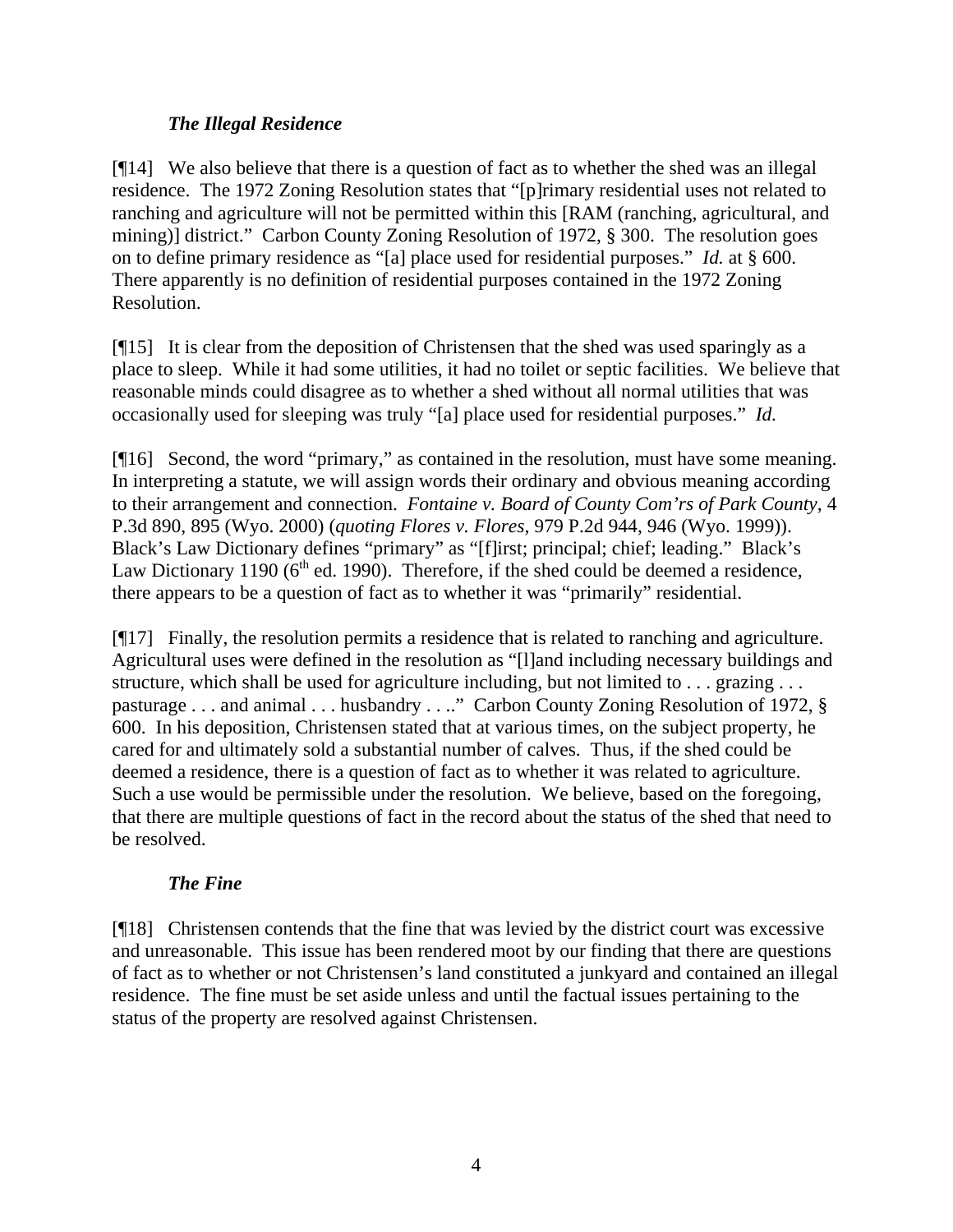### *The Illegal Residence*

[¶14] We also believe that there is a question of fact as to whether the shed was an illegal residence. The 1972 Zoning Resolution states that "[p]rimary residential uses not related to ranching and agriculture will not be permitted within this [RAM (ranching, agricultural, and mining)] district." Carbon County Zoning Resolution of 1972, § 300. The resolution goes on to define primary residence as "[a] place used for residential purposes." *Id.* at § 600. There apparently is no definition of residential purposes contained in the 1972 Zoning Resolution.

[¶15] It is clear from the deposition of Christensen that the shed was used sparingly as a place to sleep. While it had some utilities, it had no toilet or septic facilities. We believe that reasonable minds could disagree as to whether a shed without all normal utilities that was occasionally used for sleeping was truly "[a] place used for residential purposes." *Id.*

[¶16] Second, the word "primary," as contained in the resolution, must have some meaning. In interpreting a statute, we will assign words their ordinary and obvious meaning according to their arrangement and connection. *Fontaine v. Board of County Com'rs of Park County*, 4 P.3d 890, 895 (Wyo. 2000) (*quoting Flores v. Flores*, 979 P.2d 944, 946 (Wyo. 1999)). Black's Law Dictionary defines "primary" as "[f]irst; principal; chief; leading." Black's Law Dictionary 1190 (6th ed. 1990). Therefore, if the shed could be deemed a residence, there appears to be a question of fact as to whether it was "primarily" residential.

[¶17] Finally, the resolution permits a residence that is related to ranching and agriculture. Agricultural uses were defined in the resolution as "[l]and including necessary buildings and structure, which shall be used for agriculture including, but not limited to . . . grazing . . . pasturage . . . and animal . . . husbandry . . .." Carbon County Zoning Resolution of 1972, § 600. In his deposition, Christensen stated that at various times, on the subject property, he cared for and ultimately sold a substantial number of calves. Thus, if the shed could be deemed a residence, there is a question of fact as to whether it was related to agriculture. Such a use would be permissible under the resolution. We believe, based on the foregoing, that there are multiple questions of fact in the record about the status of the shed that need to be resolved.

### *The Fine*

[¶18] Christensen contends that the fine that was levied by the district court was excessive and unreasonable. This issue has been rendered moot by our finding that there are questions of fact as to whether or not Christensen's land constituted a junkyard and contained an illegal residence. The fine must be set aside unless and until the factual issues pertaining to the status of the property are resolved against Christensen.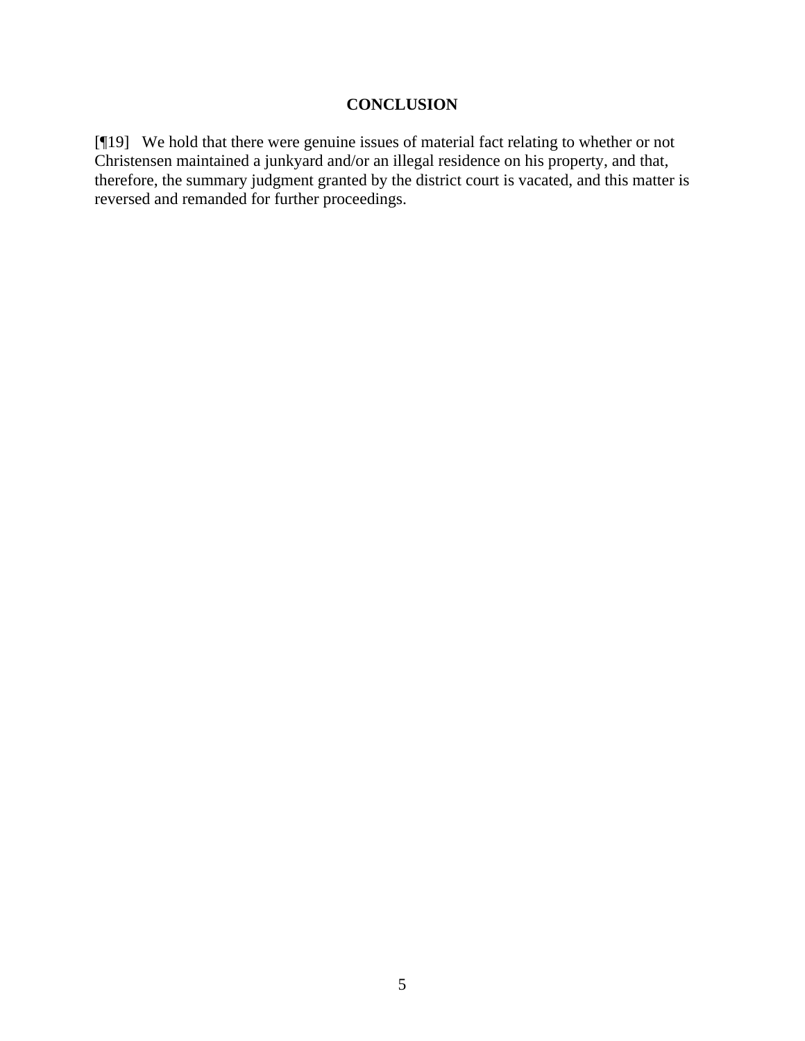## CONCLUSION

[¶19] We hold that there were genuine issues of material fact relating to whether or not Christensen maintained a junkyard and/or an illegal residence on his property, and that, therefore, the summary judgment granted by the district court is vacated, and this matter is reversed and remanded for further proceedings.